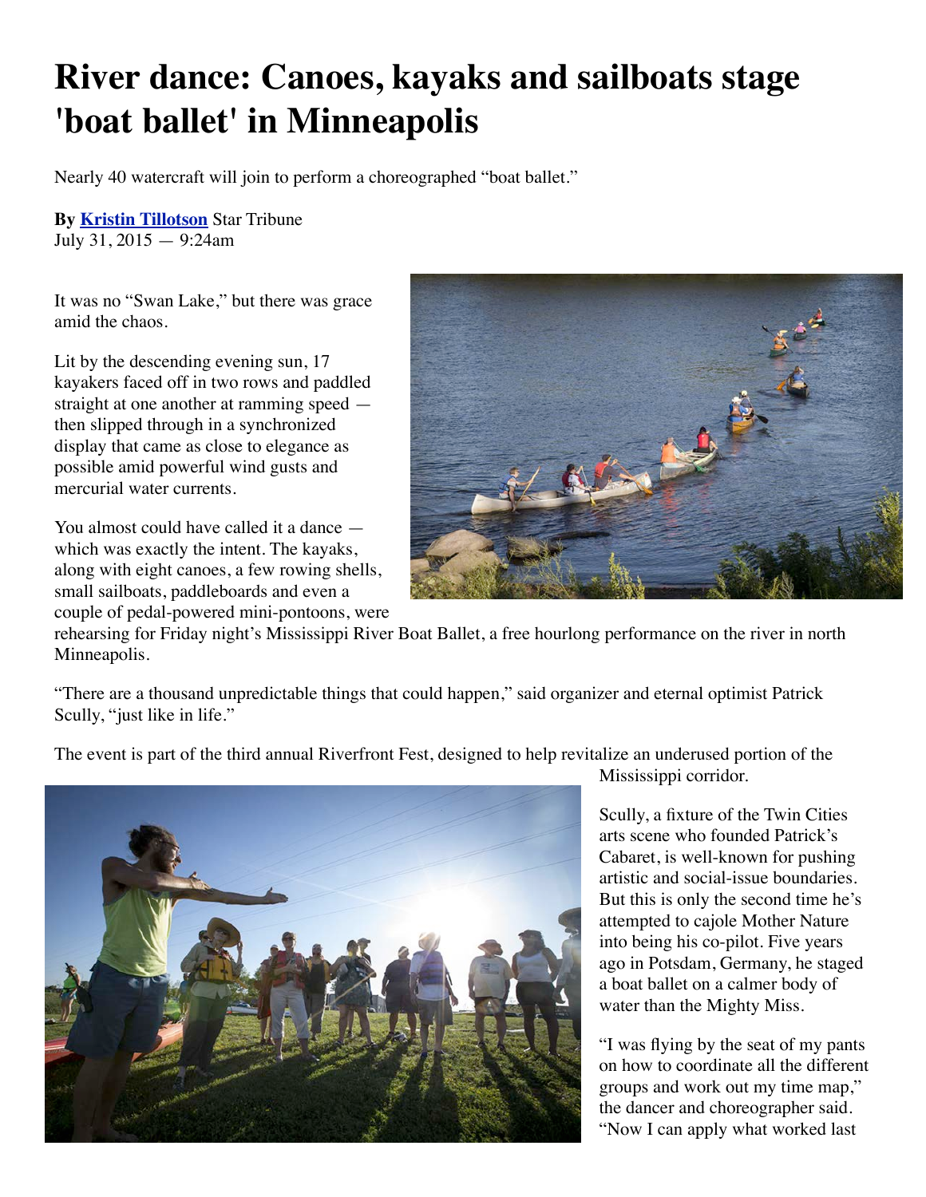# River dance: Canoes, kayaks and sailboats stage 'boat ballet' in Minneapolis

Nearly 40 watercraft will join to perform a choreographed "boat ballet."

**By** **Kristin Tillotson** Star Tribune
July 31, 2015 — 9:24am

It was no "Swan Lake," but there was grace amid the chaos.

Lit by the descending evening sun, 17 kayakers faced off in two rows and paddled straight at one another at ramming speed — then slipped through in a synchronized display that came as close to elegance as possible amid powerful wind gusts and mercurial water currents.

You almost could have called it a dance — which was exactly the intent. The kayaks, along with eight canoes, a few rowing shells, small sailboats, paddleboards and even a couple of pedal-powered mini-pontoons, were rehearsing for Friday night's Mississippi River Boat Ballet, a free hourlong performance on the river in north Minneapolis.

"There are a thousand unpredictable things that could happen," said organizer and eternal optimist Patrick Scully, "just like in life."

The event is part of the third annual Riverfront Fest, designed to help revitalize an underused portion of the Mississippi corridor.

Scully, a fixture of the Twin Cities arts scene who founded Patrick's Cabaret, is well-known for pushing artistic and social-issue boundaries. But this is only the second time he's attempted to cajole Mother Nature into being his co-pilot. Five years ago in Potsdam, Germany, he staged a boat ballet on a calmer body of water than the Mighty Miss.

"I was flying by the seat of my pants on how to coordinate all the different groups and work out my time map," the dancer and choreographer said. "Now I can apply what worked last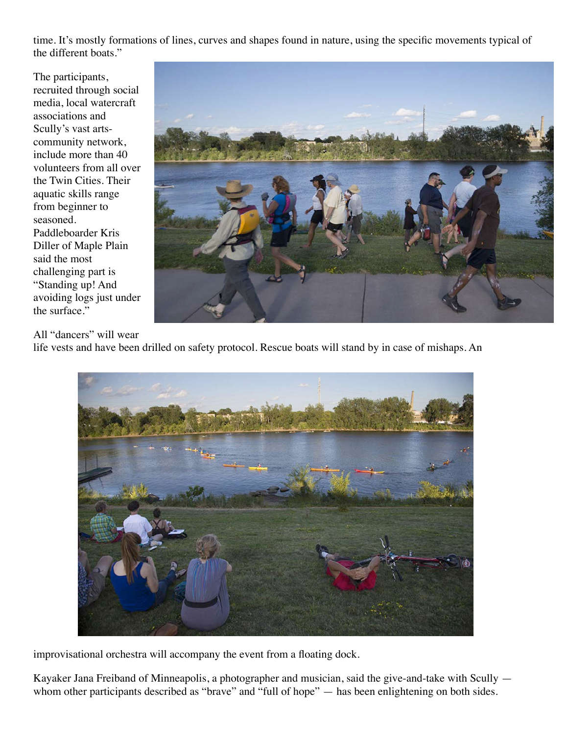time. It's mostly formations of lines, curves and shapes found in nature, using the specific movements typical of the different boats."

The participants, recruited through social media, local watercraft associations and Scully's vast arts-community network, include more than 40 volunteers from all over the Twin Cities. Their aquatic skills range from beginner to seasoned. Paddleboarder Kris Diller of Maple Plain said the most challenging part is "Standing up! And avoiding logs just under the surface."

All "dancers" will wear life vests and have been drilled on safety protocol. Rescue boats will stand by in case of mishaps. An improvisational orchestra will accompany the event from a floating dock.

Kayaker Jana Freiband of Minneapolis, a photographer and musician, said the give-and-take with Scully — whom other participants described as "brave" and "full of hope" — has been enlightening on both sides.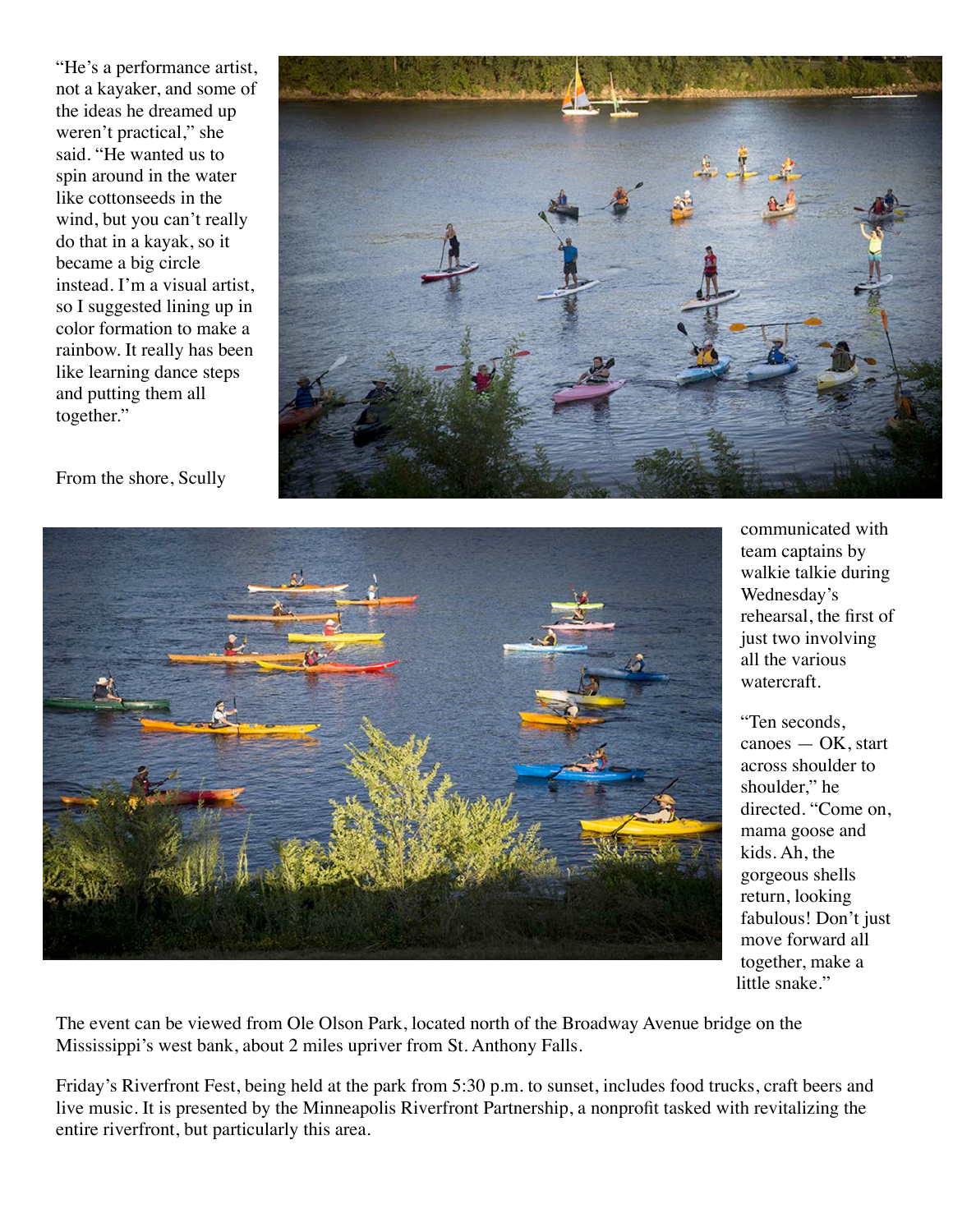"He's a performance artist, not a kayaker, and some of the ideas he dreamed up weren't practical," she said. "He wanted us to spin around in the water like cottonseeds in the wind, but you can't really do that in a kayak, so it became a big circle instead. I'm a visual artist, so I suggested lining up in color formation to make a rainbow. It really has been like learning dance steps and putting them all together."

From the shore, Scully communicated with team captains by walkie talkie during Wednesday's rehearsal, the first of just two involving all the various watercraft.

"Ten seconds, canoes — OK, start across shoulder to shoulder," he directed. "Come on, mama goose and kids. Ah, the gorgeous shells return, looking fabulous! Don't just move forward all together, make a little snake."

The event can be viewed from Ole Olson Park, located north of the Broadway Avenue bridge on the Mississippi's west bank, about 2 miles upriver from St. Anthony Falls.

Friday's Riverfront Fest, being held at the park from 5:30 p.m. to sunset, includes food trucks, craft beers and live music. It is presented by the Minneapolis Riverfront Partnership, a nonprofit tasked with revitalizing the entire riverfront, but particularly this area.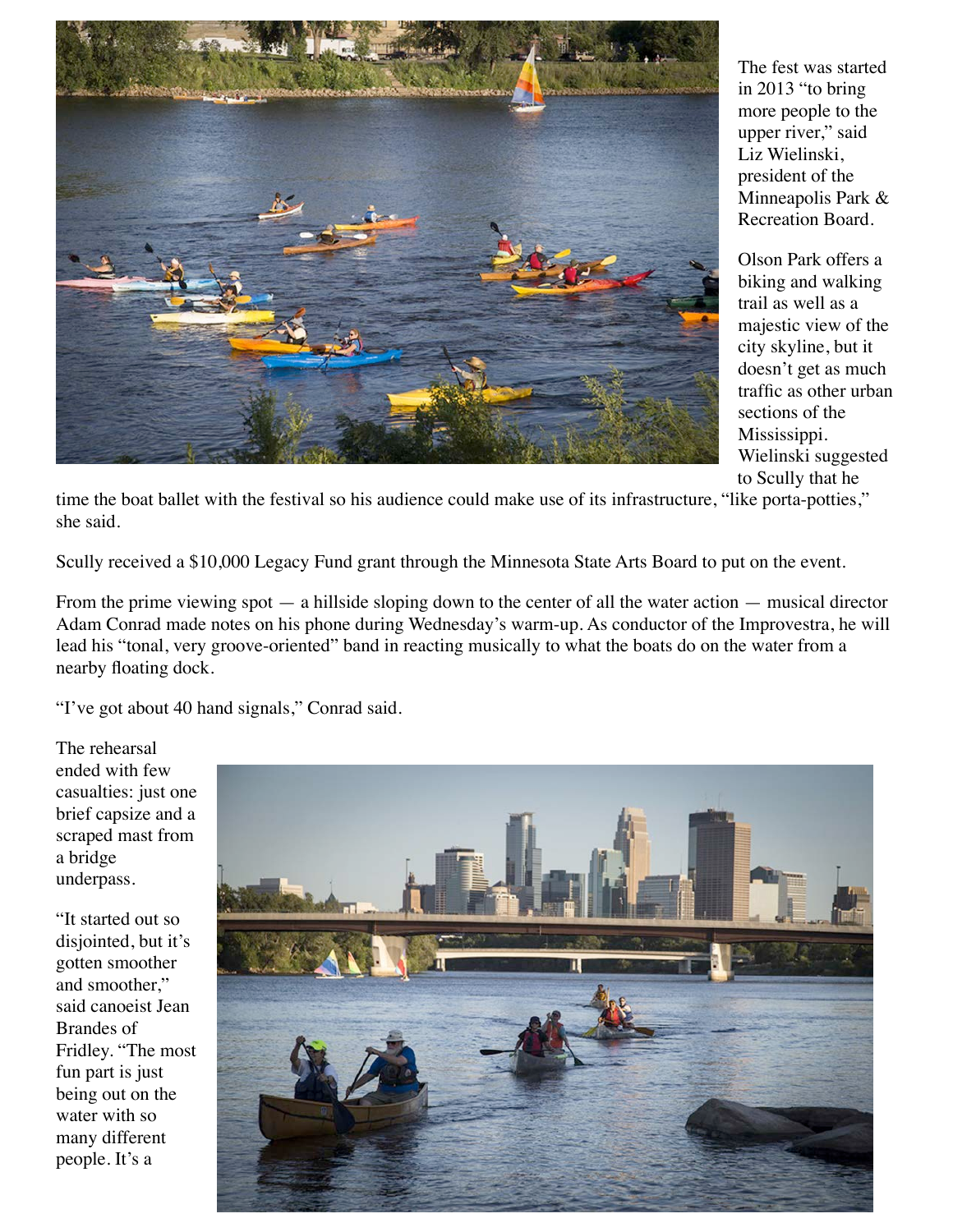The fest was started in 2013 "to bring more people to the upper river," said Liz Wielinski, president of the Minneapolis Park & Recreation Board.

Olson Park offers a biking and walking trail as well as a majestic view of the city skyline, but it doesn't get as much traffic as other urban sections of the Mississippi. Wielinski suggested to Scully that he time the boat ballet with the festival so his audience could make use of its infrastructure, "like porta-potties," she said.

Scully received a $10,000 Legacy Fund grant through the Minnesota State Arts Board to put on the event.

From the prime viewing spot — a hillside sloping down to the center of all the water action — musical director Adam Conrad made notes on his phone during Wednesday's warm-up. As conductor of the Improvestra, he will lead his "tonal, very groove-oriented" band in reacting musically to what the boats do on the water from a nearby floating dock.

"I've got about 40 hand signals," Conrad said.

The rehearsal ended with few casualties: just one brief capsize and a scraped mast from a bridge underpass.

"It started out so disjointed, but it's gotten smoother and smoother," said canoeist Jean Brandes of Fridley. "The most fun part is just being out on the water with so many different people. It's a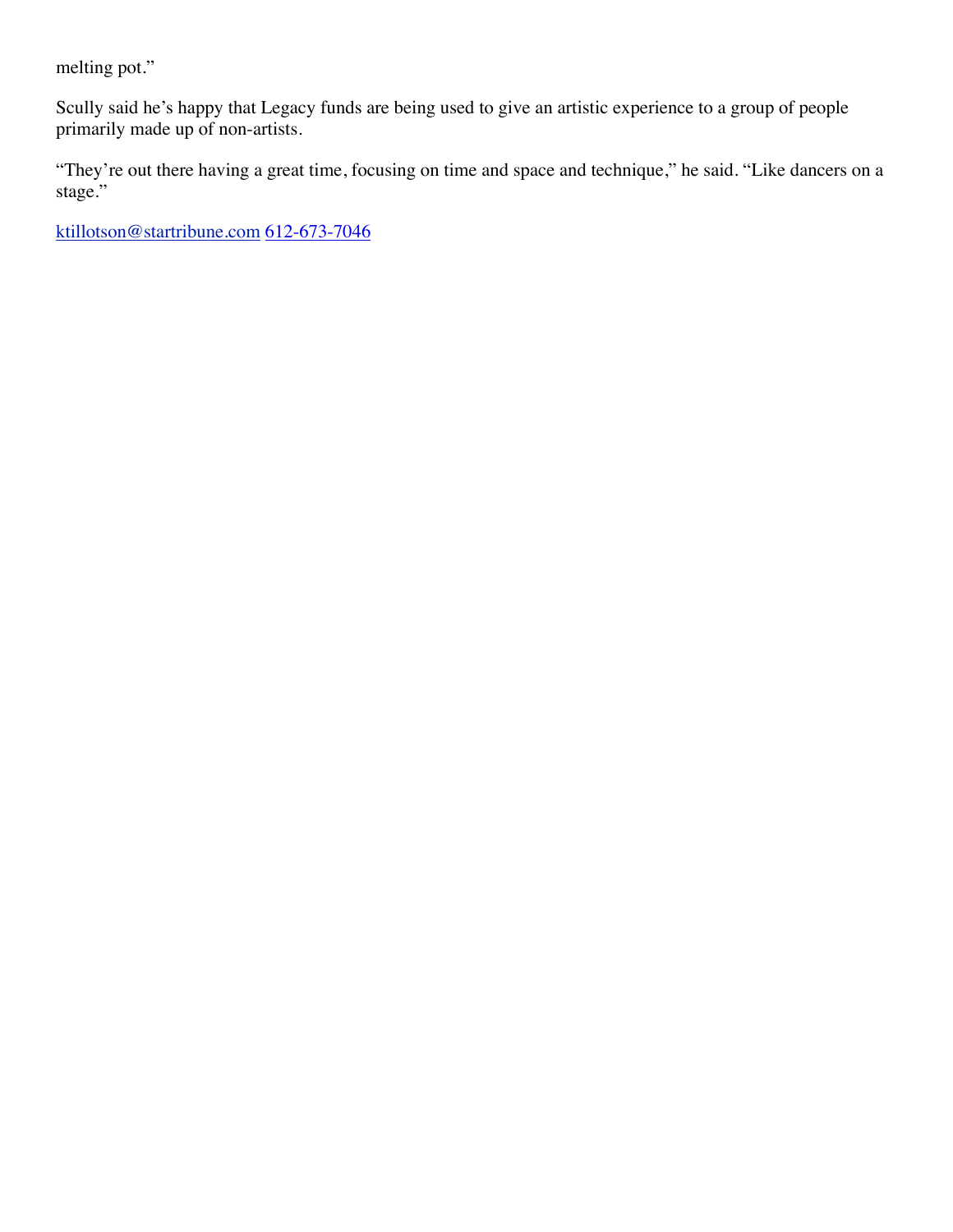melting pot."

Scully said he's happy that Legacy funds are being used to give an artistic experience to a group of people primarily made up of non-artists.

"They're out there having a great time, focusing on time and space and technique," he said. "Like dancers on a stage."

ktillotson@startribune.com 612-673-7046